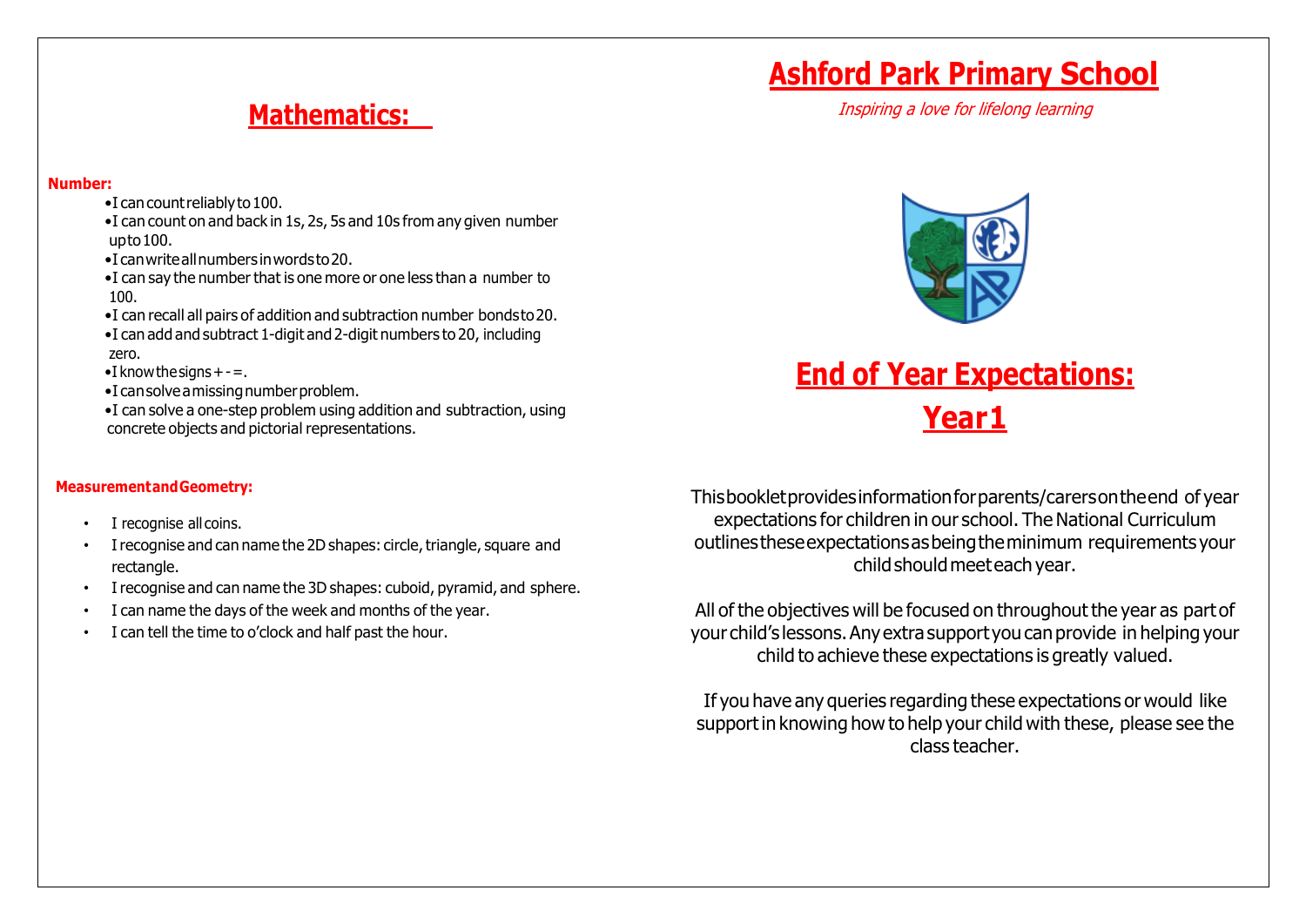# Ashford Park Primary School

*Inspiring a love for lifelong learning*

## End of Year Expectations: Year1

This booklet provides information for parents/carers on the end of year expectations for children in our school. The National Curriculum outlines these expectations as being the minimum requirements your child should meet each year.

All of the objectives will be focused on throughout the year as part of your child's lessons. Any extra support you can provide in helping your child to achieve these expectations is greatly valued.

If you have any queries regarding these expectations or would like support in knowing how to help your child with these, please see the class teacher.

## Mathematics:

**Number:**

- I can count reliably to 100.
- I can count on and back in 1s, 2s, 5s and 10s from any given number up to 100.
- I can write all numbers in words to 20.
- I can say the number that is one more or one less than a number to 100.
- I can recall all pairs of addition and subtraction number bonds to 20.
- I can add and subtract 1-digit and 2-digit numbers to 20, including zero.
- I know the signs + - =.
- I can solve a missing number problem.
- I can solve a one-step problem using addition and subtraction, using concrete objects and pictorial representations.

**Measurement and Geometry:**

- I recognise all coins.
- I recognise and can name the 2D shapes: circle, triangle, square and rectangle.
- I recognise and can name the 3D shapes: cuboid, pyramid, and sphere.
- I can name the days of the week and months of the year.
- I can tell the time to o'clock and half past the hour.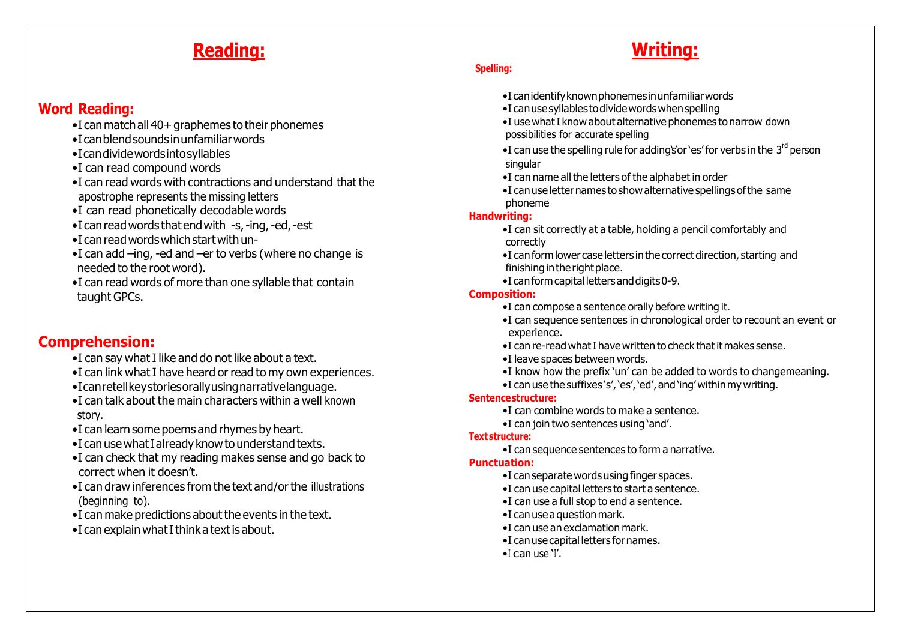# Reading:

## Word Reading:

- I can match all 40+ graphemes to their phonemes
- I can blend sounds in unfamiliar words
- I can divide words into syllables
- I can read compound words
- I can read words with contractions and understand that the apostrophe represents the missing letters
- I can read phonetically decodable words
- I can read words that end with -s, -ing, -ed, -est
- I can read words which start with un-
- I can add –ing, -ed and –er to verbs (where no change is needed to the root word).
- I can read words of more than one syllable that contain taught GPCs.

## Comprehension:

- I can say what I like and do not like about a text.
- I can link what I have heard or read to my own experiences.
- I can retell key stories orally using narrative language.
- I can talk about the main characters within a well known story.
- I can learn some poems and rhymes by heart.
- I can use what I already know to understand texts.
- I can check that my reading makes sense and go back to correct when it doesn't.
- I can draw inferences from the text and/or the illustrations (beginning to).
- I can make predictions about the events in the text.
- I can explain what I think a text is about.

# Writing:

### Spelling:

- I can identify known phonemes in unfamiliar words
- I can use syllables to divide words when spelling
- I use what I know about alternative phonemes to narrow down possibilities for accurate spelling
- I can use the spelling rule for adding 's' or 'es' for verbs in the 3rd person singular
- I can name all the letters of the alphabet in order
- I can use letter names to show alternative spellings of the same phoneme

### Handwriting:

- I can sit correctly at a table, holding a pencil comfortably and correctly
- I can form lower case letters in the correct direction, starting and finishing in the right place.
- I can form capital letters and digits 0-9.

### Composition:

- I can compose a sentence orally before writing it.
- I can sequence sentences in chronological order to recount an event or experience.
- I can re-read what I have written to check that it makes sense.
- I leave spaces between words.
- I know how the prefix 'un' can be added to words to change meaning.
- I can use the suffixes 's', 'es', 'ed', and 'ing' within my writing.

### Sentence structure:

- I can combine words to make a sentence.
- I can join two sentences using 'and'.

### Text structure:

- I can sequence sentences to form a narrative.

### Punctuation:

- I can separate words using finger spaces.
- I can use capital letters to start a sentence.
- I can use a full stop to end a sentence.
- I can use a question mark.
- I can use an exclamation mark.
- I can use capital letters for names.
- I can use 'I'.